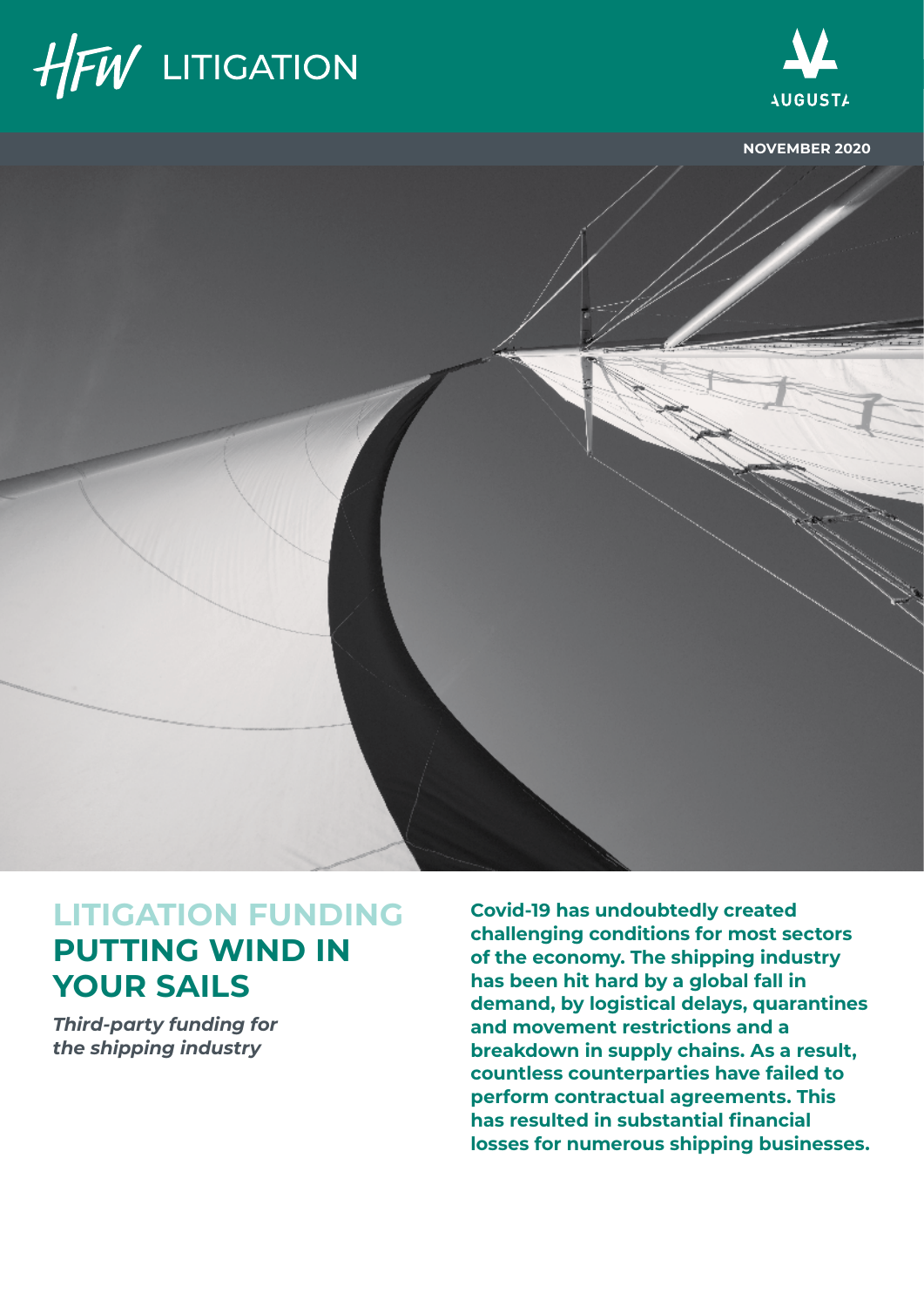HFW LITIGATION

AUGUSTA

NOVEMBER 2020

# LITIGATION FUNDING PUTTING WIND IN YOUR SAILS

***Third-party funding for the shipping industry***

**Covid-19 has undoubtedly created challenging conditions for most sectors of the economy. The shipping industry has been hit hard by a global fall in demand, by logistical delays, quarantines and movement restrictions and a breakdown in supply chains. As a result, countless counterparties have failed to perform contractual agreements. This has resulted in substantial financial losses for numerous shipping businesses.**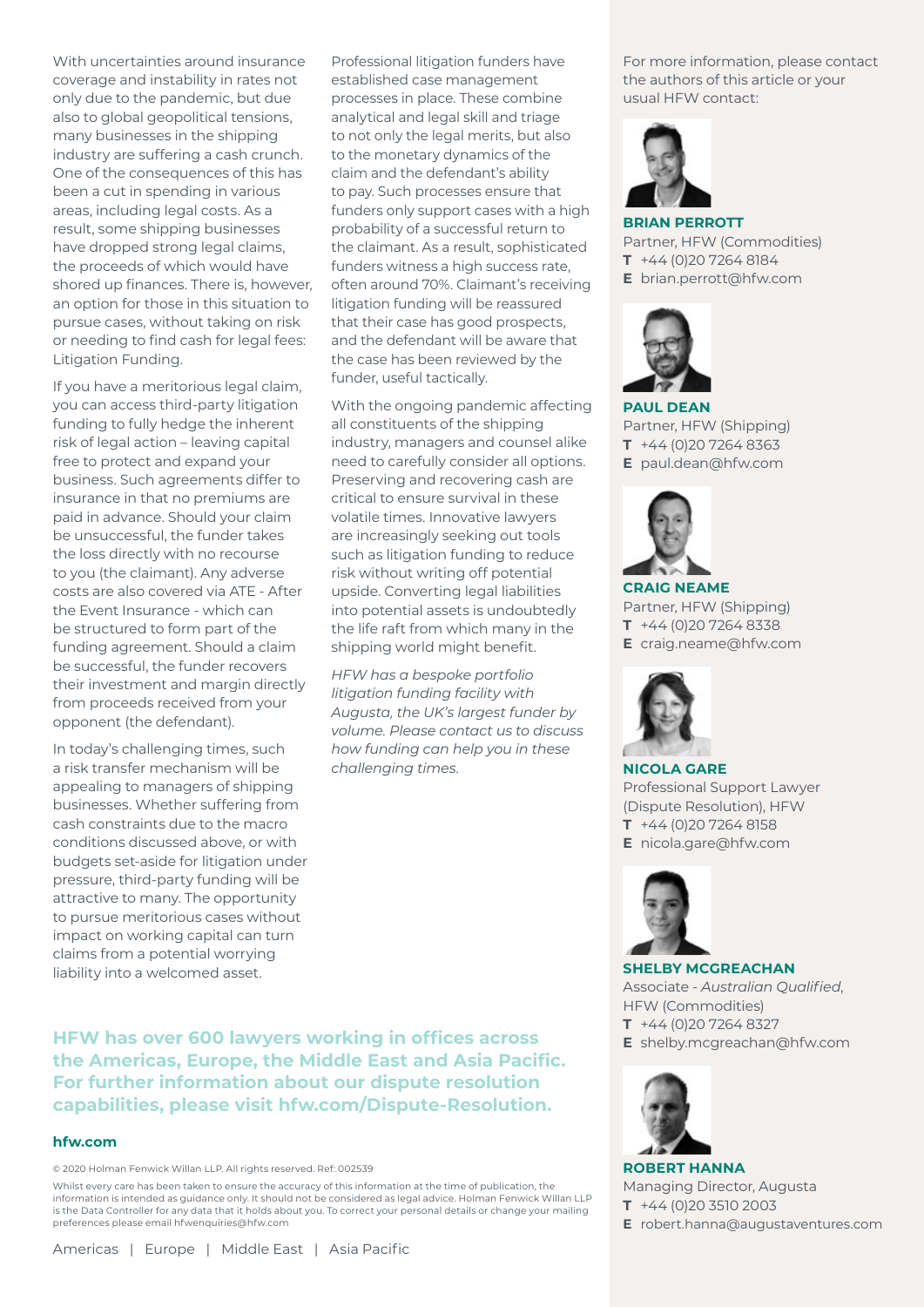With uncertainties around insurance coverage and instability in rates not only due to the pandemic, but due also to global geopolitical tensions, many businesses in the shipping industry are suffering a cash crunch. One of the consequences of this has been a cut in spending in various areas, including legal costs. As a result, some shipping businesses have dropped strong legal claims, the proceeds of which would have shored up finances. There is, however, an option for those in this situation to pursue cases, without taking on risk or needing to find cash for legal fees: Litigation Funding.

If you have a meritorious legal claim, you can access third-party litigation funding to fully hedge the inherent risk of legal action – leaving capital free to protect and expand your business. Such agreements differ to insurance in that no premiums are paid in advance. Should your claim be unsuccessful, the funder takes the loss directly with no recourse to you (the claimant). Any adverse costs are also covered via ATE - After the Event Insurance - which can be structured to form part of the funding agreement. Should a claim be successful, the funder recovers their investment and margin directly from proceeds received from your opponent (the defendant).

In today's challenging times, such a risk transfer mechanism will be appealing to managers of shipping businesses. Whether suffering from cash constraints due to the macro conditions discussed above, or with budgets set-aside for litigation under pressure, third-party funding will be attractive to many. The opportunity to pursue meritorious cases without impact on working capital can turn claims from a potential worrying liability into a welcomed asset.

Professional litigation funders have established case management processes in place. These combine analytical and legal skill and triage to not only the legal merits, but also to the monetary dynamics of the claim and the defendant's ability to pay. Such processes ensure that funders only support cases with a high probability of a successful return to the claimant. As a result, sophisticated funders witness a high success rate, often around 70%. Claimant's receiving litigation funding will be reassured that their case has good prospects, and the defendant will be aware that the case has been reviewed by the funder, useful tactically.

With the ongoing pandemic affecting all constituents of the shipping industry, managers and counsel alike need to carefully consider all options. Preserving and recovering cash are critical to ensure survival in these volatile times. Innovative lawyers are increasingly seeking out tools such as litigation funding to reduce risk without writing off potential upside. Converting legal liabilities into potential assets is undoubtedly the life raft from which many in the shipping world might benefit.

*HFW has a bespoke portfolio litigation funding facility with Augusta, the UK's largest funder by volume. Please contact us to discuss how funding can help you in these challenging times.*

For more information, please contact the authors of this article or your usual HFW contact:

**BRIAN PERROTT**
Partner, HFW (Commodities)
**T** +44 (0)20 7264 8184
**E** brian.perrott@hfw.com

**PAUL DEAN**
Partner, HFW (Shipping)
**T** +44 (0)20 7264 8363
**E** paul.dean@hfw.com

**CRAIG NEAME**
Partner, HFW (Shipping)
**T** +44 (0)20 7264 8338
**E** craig.neame@hfw.com

**NICOLA GARE**
Professional Support Lawyer (Dispute Resolution), HFW
**T** +44 (0)20 7264 8158
**E** nicola.gare@hfw.com

**SHELBY MCGREACHAN**
Associate - *Australian Qualified*, HFW (Commodities)
**T** +44 (0)20 7264 8327
**E** shelby.mcgreachan@hfw.com

**ROBERT HANNA**
Managing Director, Augusta
**T** +44 (0)20 3510 2003
**E** robert.hanna@augustaventures.com

**HFW has over 600 lawyers working in offices across the Americas, Europe, the Middle East and Asia Pacific. For further information about our dispute resolution capabilities, please visit hfw.com/Dispute-Resolution.**

**hfw.com**

© 2020 Holman Fenwick Willan LLP. All rights reserved. Ref: 002539

Whilst every care has been taken to ensure the accuracy of this information at the time of publication, the information is intended as guidance only. It should not be considered as legal advice. Holman Fenwick Willan LLP is the Data Controller for any data that it holds about you. To correct your personal details or change your mailing preferences please email hfwenquiries@hfw.com

Americas | Europe | Middle East | Asia Pacific